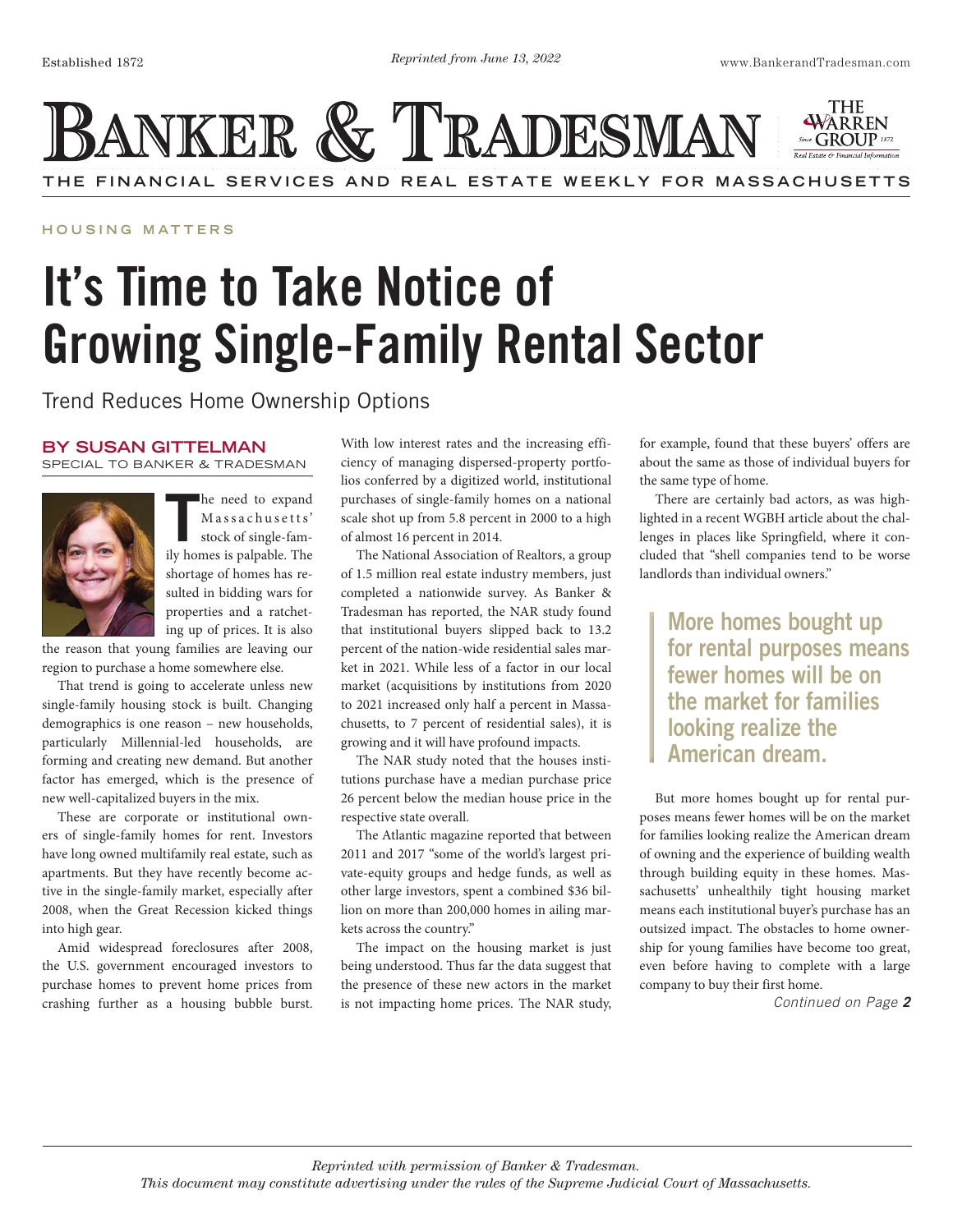HOUSING MATTERS

# It's Time to Take Notice of Growing Single-Family Rental Sector

## Trend Reduces Home Ownership Options

**BY SUSAN GITTELMAN**
SPECIAL TO BANKER & TRADESMAN

The need to expand Massachusetts' stock of single-family homes is palpable. The shortage of homes has resulted in bidding wars for properties and a ratcheting up of prices. It is also the reason that young families are leaving our region to purchase a home somewhere else.

That trend is going to accelerate unless new single-family housing stock is built. Changing demographics is one reason – new households, particularly Millennial-led households, are forming and creating new demand. But another factor has emerged, which is the presence of new well-capitalized buyers in the mix.

These are corporate or institutional owners of single-family homes for rent. Investors have long owned multifamily real estate, such as apartments. But they have recently become active in the single-family market, especially after 2008, when the Great Recession kicked things into high gear.

Amid widespread foreclosures after 2008, the U.S. government encouraged investors to purchase homes to prevent home prices from crashing further as a housing bubble burst. With low interest rates and the increasing efficiency of managing dispersed-property portfolios conferred by a digitized world, institutional purchases of single-family homes on a national scale shot up from 5.8 percent in 2000 to a high of almost 16 percent in 2014.

The National Association of Realtors, a group of 1.5 million real estate industry members, just completed a nationwide survey. As Banker & Tradesman has reported, the NAR study found that institutional buyers slipped back to 13.2 percent of the nation-wide residential sales market in 2021. While less of a factor in our local market (acquisitions by institutions from 2020 to 2021 increased only half a percent in Massachusetts, to 7 percent of residential sales), it is growing and it will have profound impacts.

The NAR study noted that the houses institutions purchase have a median purchase price 26 percent below the median house price in the respective state overall.

The Atlantic magazine reported that between 2011 and 2017 "some of the world's largest private-equity groups and hedge funds, as well as other large investors, spent a combined $36 billion on more than 200,000 homes in ailing markets across the country."

The impact on the housing market is just being understood. Thus far the data suggest that the presence of these new actors in the market is not impacting home prices. The NAR study, for example, found that these buyers' offers are about the same as those of individual buyers for the same type of home.

There are certainly bad actors, as was highlighted in a recent WGBH article about the challenges in places like Springfield, where it concluded that "shell companies tend to be worse landlords than individual owners."

> **More homes bought up for rental purposes means fewer homes will be on the market for families looking realize the American dream.**

But more homes bought up for rental purposes means fewer homes will be on the market for families looking realize the American dream of owning and the experience of building wealth through building equity in these homes. Massachusetts' unhealthily tight housing market means each institutional buyer's purchase has an outsized impact. The obstacles to home ownership for young families have become too great, even before having to complete with a large company to buy their first home.

*Continued on Page **2***

*Reprinted with permission of Banker & Tradesman.*
*This document may constitute advertising under the rules of the Supreme Judicial Court of Massachusetts.*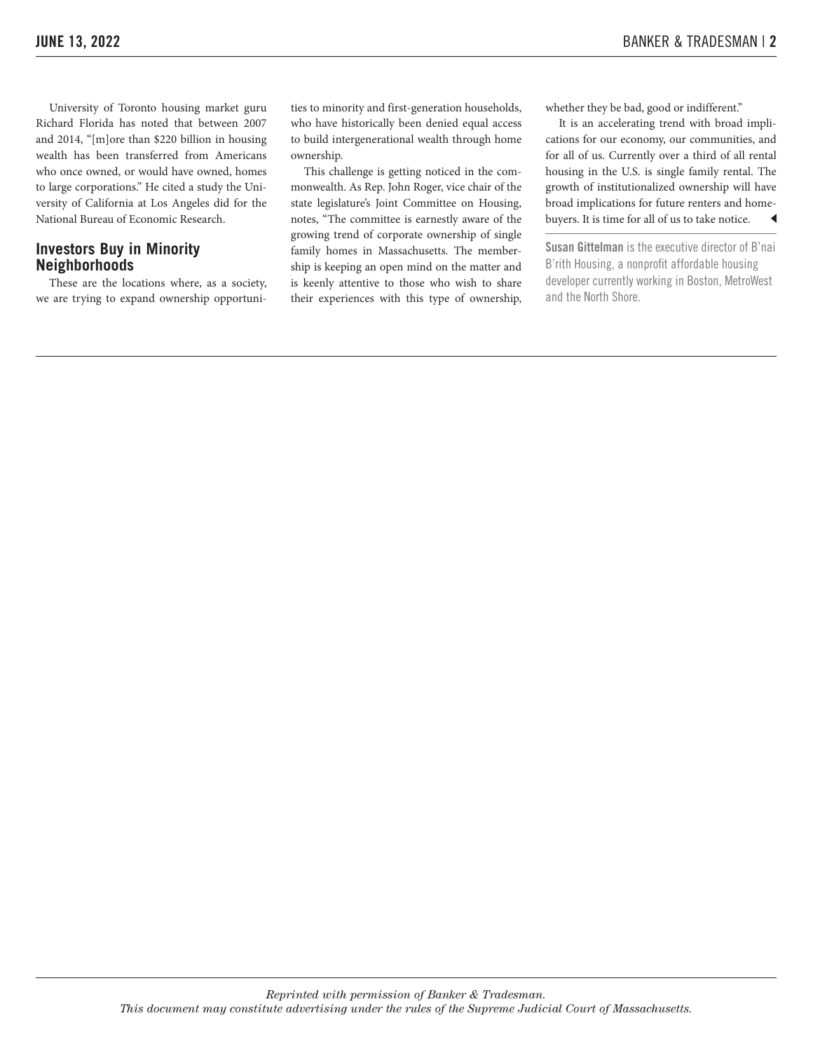University of Toronto housing market guru Richard Florida has noted that between 2007 and 2014, "[m]ore than $220 billion in housing wealth has been transferred from Americans who once owned, or would have owned, homes to large corporations." He cited a study the University of California at Los Angeles did for the National Bureau of Economic Research.

## Investors Buy in Minority Neighborhoods

These are the locations where, as a society, we are trying to expand ownership opportunities to minority and first-generation households, who have historically been denied equal access to build intergenerational wealth through home ownership.

This challenge is getting noticed in the commonwealth. As Rep. John Roger, vice chair of the state legislature's Joint Committee on Housing, notes, "The committee is earnestly aware of the growing trend of corporate ownership of single family homes in Massachusetts. The membership is keeping an open mind on the matter and is keenly attentive to those who wish to share their experiences with this type of ownership, whether they be bad, good or indifferent."

It is an accelerating trend with broad implications for our economy, our communities, and for all of us. Currently over a third of all rental housing in the U.S. is single family rental. The growth of institutionalized ownership will have broad implications for future renters and homebuyers. It is time for all of us to take notice.

**Susan Gittelman** is the executive director of B'nai B'rith Housing, a nonprofit affordable housing developer currently working in Boston, MetroWest and the North Shore.

*Reprinted with permission of Banker & Tradesman.*
*This document may constitute advertising under the rules of the Supreme Judicial Court of Massachusetts.*